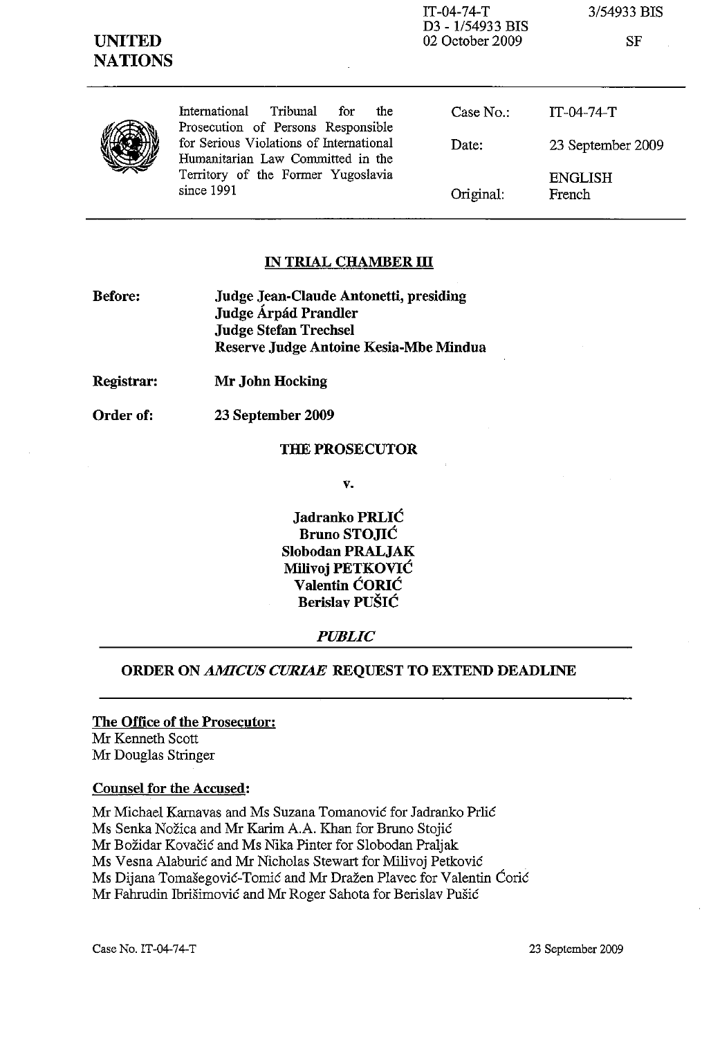IT-04-74-T
D3 - 1/54933 BIS
02 October 2009

3/54933 BIS

SF

**UNITED NATIONS**

| | | |
|---|---|---|
| International Tribunal for the Prosecution of Persons Responsible for Serious Violations of International Humanitarian Law Committed in the Territory of the Former Yugoslavia since 1991 | Case No.: | IT-04-74-T |
| | Date: | 23 September 2009 |
| | Original: | ENGLISH French |

## IN TRIAL CHAMBER III

**Before:** **Judge Jean-Claude Antonetti, presiding**
**Judge Árpád Prandler**
**Judge Stefan Trechsel**
**Reserve Judge Antoine Kesia-Mbe Mindua**

**Registrar:** **Mr John Hocking**

**Order of:** **23 September 2009**

**THE PROSECUTOR**

**v.**

**Jadranko PRLIĆ**
**Bruno STOJIĆ**
**Slobodan PRALJAK**
**Milivoj PETKOVIĆ**
**Valentin ĆORIĆ**
**Berislav PUŠIĆ**

***PUBLIC***

## ORDER ON *AMICUS CURIAE* REQUEST TO EXTEND DEADLINE

**The Office of the Prosecutor:**
Mr Kenneth Scott
Mr Douglas Stringer

**Counsel for the Accused:**

Mr Michael Karnavas and Ms Suzana Tomanović for Jadranko Prlić
Ms Senka Nožica and Mr Karim A.A. Khan for Bruno Stojić
Mr Božidar Kovačić and Ms Nika Pinter for Slobodan Praljak
Ms Vesna Alaburić and Mr Nicholas Stewart for Milivoj Petković
Ms Dijana Tomašegović-Tomić and Mr Dražen Plavec for Valentin Ćorić
Mr Fahrudin Ibrišimović and Mr Roger Sahota for Berislav Pušić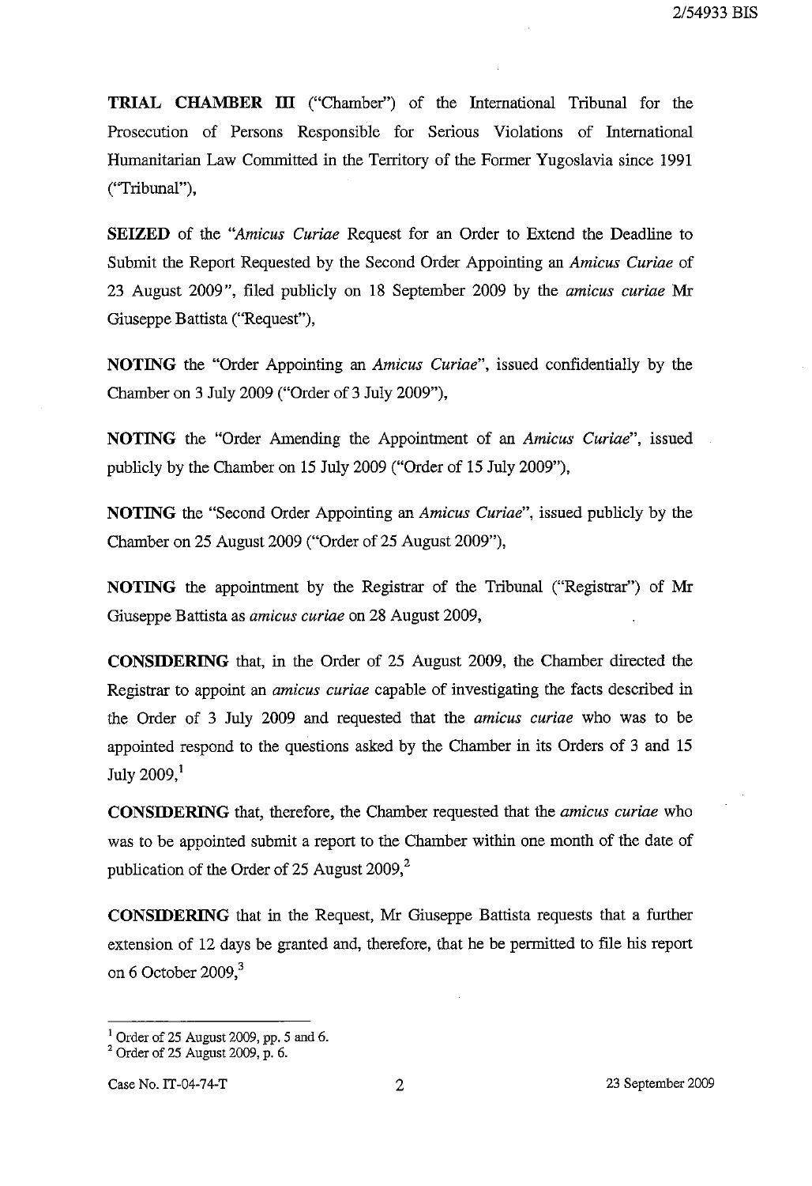**TRIAL CHAMBER III** ("Chamber") of the International Tribunal for the Prosecution of Persons Responsible for Serious Violations of International Humanitarian Law Committed in the Territory of the Former Yugoslavia since 1991 ("Tribunal"),

**SEIZED** of the "*Amicus Curiae* Request for an Order to Extend the Deadline to Submit the Report Requested by the Second Order Appointing an *Amicus Curiae* of 23 August 2009", filed publicly on 18 September 2009 by the *amicus curiae* Mr Giuseppe Battista ("Request"),

**NOTING** the "Order Appointing an *Amicus Curiae*", issued confidentially by the Chamber on 3 July 2009 ("Order of 3 July 2009"),

**NOTING** the "Order Amending the Appointment of an *Amicus Curiae*", issued publicly by the Chamber on 15 July 2009 ("Order of 15 July 2009"),

**NOTING** the "Second Order Appointing an *Amicus Curiae*", issued publicly by the Chamber on 25 August 2009 ("Order of 25 August 2009"),

**NOTING** the appointment by the Registrar of the Tribunal ("Registrar") of Mr Giuseppe Battista as *amicus curiae* on 28 August 2009,

**CONSIDERING** that, in the Order of 25 August 2009, the Chamber directed the Registrar to appoint an *amicus curiae* capable of investigating the facts described in the Order of 3 July 2009 and requested that the *amicus curiae* who was to be appointed respond to the questions asked by the Chamber in its Orders of 3 and 15 July 2009,[1]

**CONSIDERING** that, therefore, the Chamber requested that the *amicus curiae* who was to be appointed submit a report to the Chamber within one month of the date of publication of the Order of 25 August 2009,[2]

**CONSIDERING** that in the Request, Mr Giuseppe Battista requests that a further extension of 12 days be granted and, therefore, that he be permitted to file his report on 6 October 2009,[3]

---

[1] Order of 25 August 2009, pp. 5 and 6.

[2] Order of 25 August 2009, p. 6.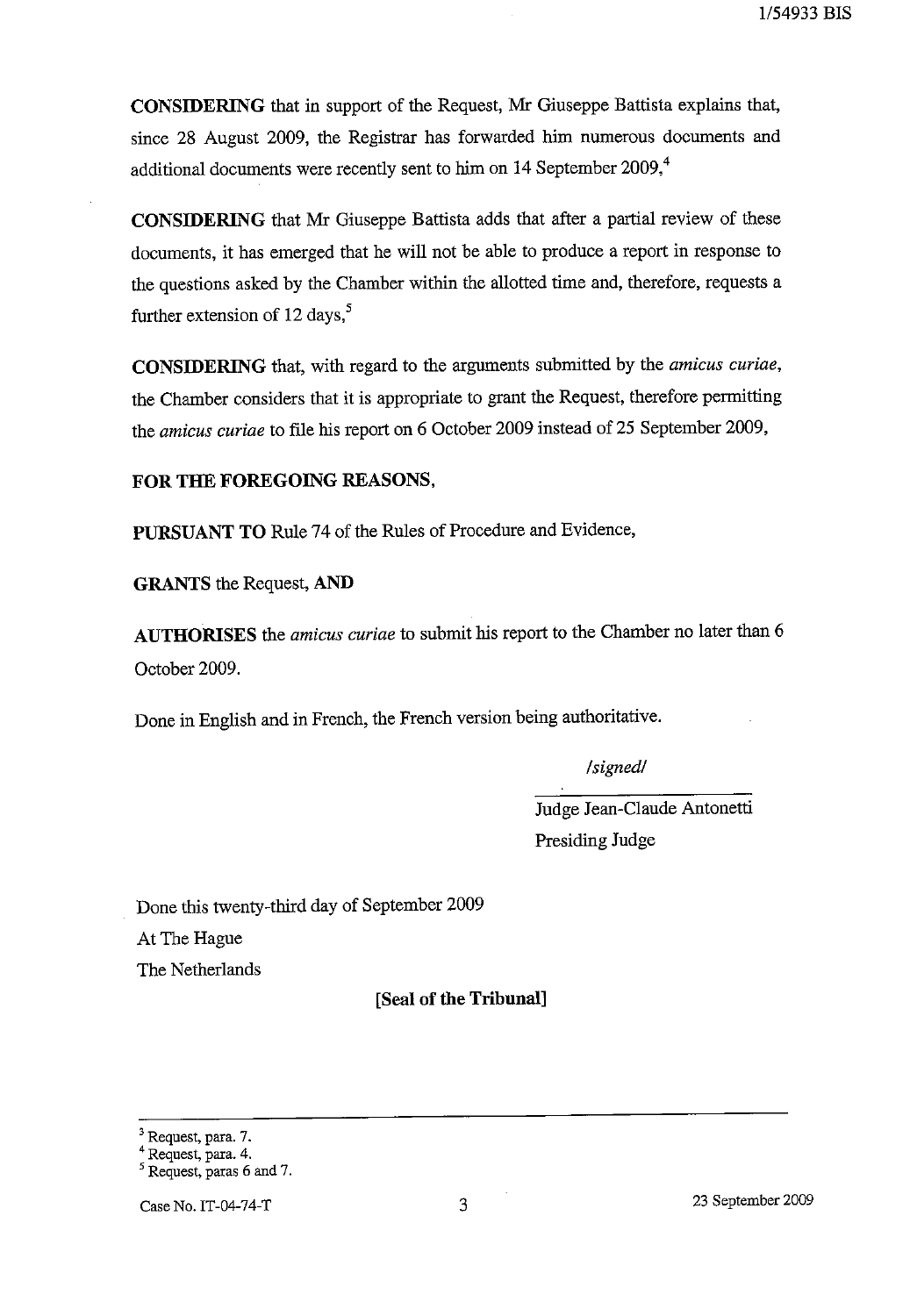**CONSIDERING** that in support of the Request, Mr Giuseppe Battista explains that, since 28 August 2009, the Registrar has forwarded him numerous documents and additional documents were recently sent to him on 14 September 2009,[4]

**CONSIDERING** that Mr Giuseppe Battista adds that after a partial review of these documents, it has emerged that he will not be able to produce a report in response to the questions asked by the Chamber within the allotted time and, therefore, requests a further extension of 12 days,[5]

**CONSIDERING** that, with regard to the arguments submitted by the *amicus curiae*, the Chamber considers that it is appropriate to grant the Request, therefore permitting the *amicus curiae* to file his report on 6 October 2009 instead of 25 September 2009,

**FOR THE FOREGOING REASONS,**

**PURSUANT TO** Rule 74 of the Rules of Procedure and Evidence,

**GRANTS** the Request, **AND**

**AUTHORISES** the *amicus curiae* to submit his report to the Chamber no later than 6 October 2009.

Done in English and in French, the French version being authoritative.

*/signed/*

Judge Jean-Claude Antonetti
Presiding Judge

Done this twenty-third day of September 2009
At The Hague
The Netherlands

**[Seal of the Tribunal]**

---

[3] Request, para. 7.
[4] Request, para. 4.
[5] Request, paras 6 and 7.